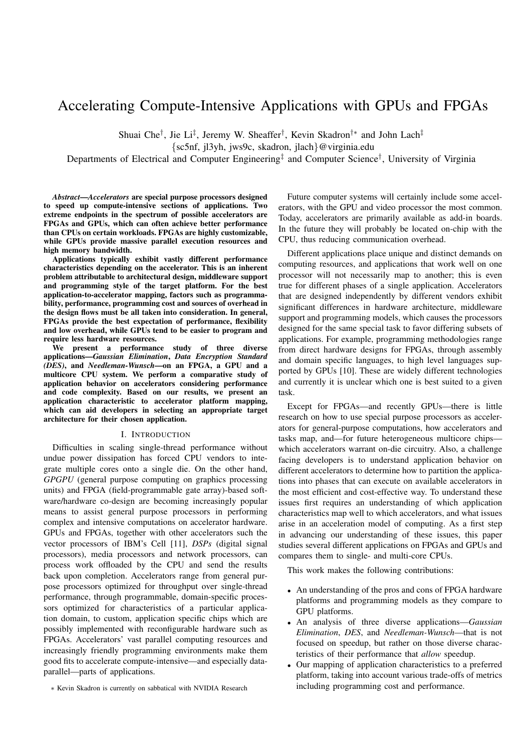# Accelerating Compute-Intensive Applications with GPUs and FPGAs

Shuai Che[†], Jie Li[‡], Jeremy W. Sheaffer[†], Kevin Skadron[†*] and John Lach[‡]

{sc5nf, jl3yh, jws9c, skadron, jlach}@virginia.edu

Departments of Electrical and Computer Engineering[‡] and Computer Science[†], University of Virginia

***Abstract*—*Accelerators* are special purpose processors designed to speed up compute-intensive sections of applications. Two extreme endpoints in the spectrum of possible accelerators are FPGAs and GPUs, which can often achieve better performance than CPUs on certain workloads. FPGAs are highly customizable, while GPUs provide massive parallel execution resources and high memory bandwidth.**

**Applications typically exhibit vastly different performance characteristics depending on the accelerator. This is an inherent problem attributable to architectural design, middleware support and programming style of the target platform. For the best application-to-accelerator mapping, factors such as programmability, performance, programming cost and sources of overhead in the design flows must be all taken into consideration. In general, FPGAs provide the best expectation of performance, flexibility and low overhead, while GPUs tend to be easier to program and require less hardware resources.**

**We present a performance study of three diverse applications—*Gaussian Elimination*, *Data Encryption Standard (DES)*, and *Needleman-Wunsch*—on an FPGA, a GPU and a multicore CPU system. We perform a comparative study of application behavior on accelerators considering performance and code complexity. Based on our results, we present an application characteristic to accelerator platform mapping, which can aid developers in selecting an appropriate target architecture for their chosen application.**

## I. Introduction

Difficulties in scaling single-thread performance without undue power dissipation has forced CPU vendors to integrate multiple cores onto a single die. On the other hand, *GPGPU* (general purpose computing on graphics processing units) and FPGA (field-programmable gate array)-based software/hardware co-design are becoming increasingly popular means to assist general purpose processors in performing complex and intensive computations on accelerator hardware. GPUs and FPGAs, together with other accelerators such the vector processors of IBM's Cell [11], *DSPs* (digital signal processors), media processors and network processors, can process work offloaded by the CPU and send the results back upon completion. Accelerators range from general purpose processors optimized for throughput over single-thread performance, through programmable, domain-specific processors optimized for characteristics of a particular application domain, to custom, application specific chips which are possibly implemented with reconfigurable hardware such as FPGAs. Accelerators' vast parallel computing resources and increasingly friendly programming environments make them good fits to accelerate compute-intensive—and especially data-parallel—parts of applications.

Future computer systems will certainly include some accelerators, with the GPU and video processor the most common. Today, accelerators are primarily available as add-in boards. In the future they will probably be located on-chip with the CPU, thus reducing communication overhead.

Different applications place unique and distinct demands on computing resources, and applications that work well on one processor will not necessarily map to another; this is even true for different phases of a single application. Accelerators that are designed independently by different vendors exhibit significant differences in hardware architecture, middleware support and programming models, which causes the processors designed for the same special task to favor differing subsets of applications. For example, programming methodologies range from direct hardware designs for FPGAs, through assembly and domain specific languages, to high level languages supported by GPUs [10]. These are widely different technologies and currently it is unclear which one is best suited to a given task.

Except for FPGAs—and recently GPUs—there is little research on how to use special purpose processors as accelerators for general-purpose computations, how accelerators and tasks map, and—for future heterogeneous multicore chips—which accelerators warrant on-die circuitry. Also, a challenge facing developers is to understand application behavior on different accelerators to determine how to partition the applications into phases that can execute on available accelerators in the most efficient and cost-effective way. To understand these issues first requires an understanding of which application characteristics map well to which accelerators, and what issues arise in an acceleration model of computing. As a first step in advancing our understanding of these issues, this paper studies several different applications on FPGAs and GPUs and compares them to single- and multi-core CPUs.

This work makes the following contributions:

- An understanding of the pros and cons of FPGA hardware platforms and programming models as they compare to GPU platforms.
- An analysis of three diverse applications—*Gaussian Elimination*, *DES*, and *Needleman-Wunsch*—that is not focused on speedup, but rather on those diverse characteristics of their performance that *allow* speedup.
- Our mapping of application characteristics to a preferred platform, taking into account various trade-offs of metrics including programming cost and performance.

* Kevin Skadron is currently on sabbatical with NVIDIA Research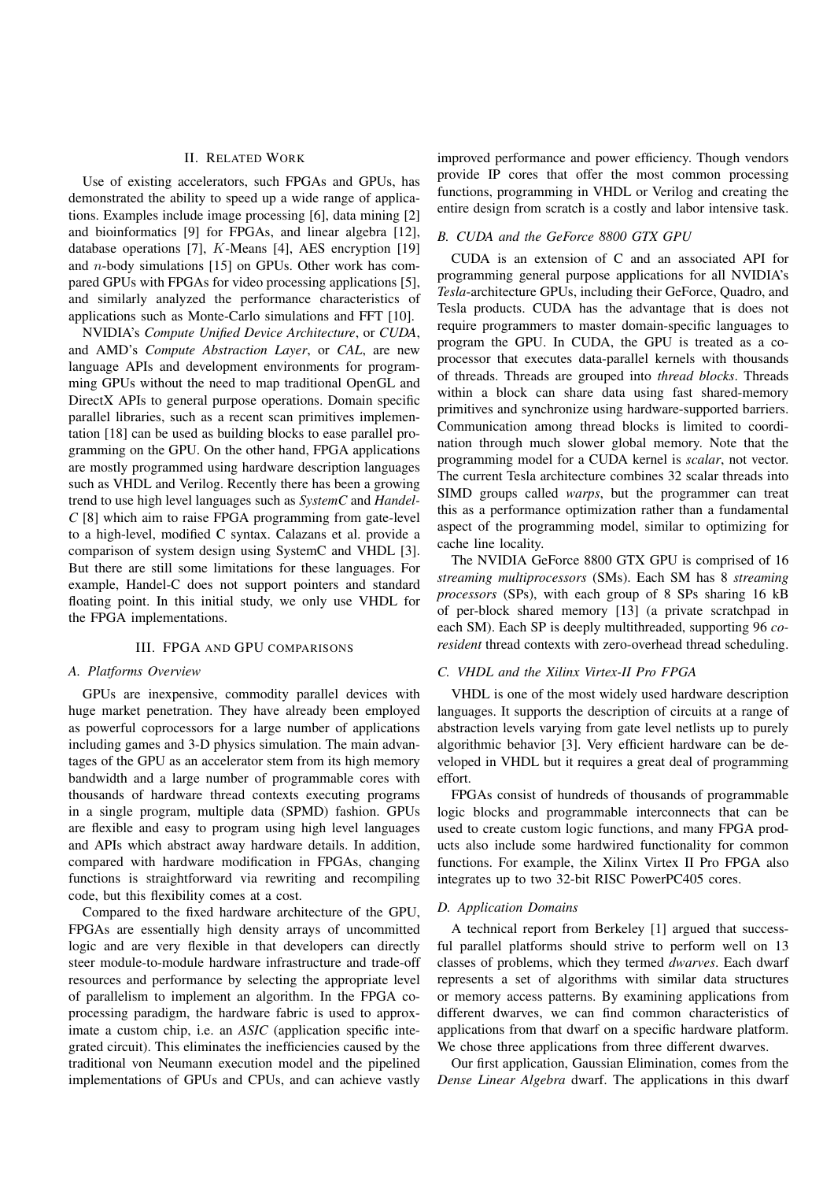## II. Related Work

Use of existing accelerators, such FPGAs and GPUs, has demonstrated the ability to speed up a wide range of applications. Examples include image processing [6], data mining [2] and bioinformatics [9] for FPGAs, and linear algebra [12], database operations [7], $K$-Means [4], AES encryption [19] and $n$-body simulations [15] on GPUs. Other work has compared GPUs with FPGAs for video processing applications [5], and similarly analyzed the performance characteristics of applications such as Monte-Carlo simulations and FFT [10].

NVIDIA's *Compute Unified Device Architecture*, or *CUDA*, and AMD's *Compute Abstraction Layer*, or *CAL*, are new language APIs and development environments for programming GPUs without the need to map traditional OpenGL and DirectX APIs to general purpose operations. Domain specific parallel libraries, such as a recent scan primitives implementation [18] can be used as building blocks to ease parallel programming on the GPU. On the other hand, FPGA applications are mostly programmed using hardware description languages such as VHDL and Verilog. Recently there has been a growing trend to use high level languages such as *SystemC* and *Handel-C* [8] which aim to raise FPGA programming from gate-level to a high-level, modified C syntax. Calazans et al. provide a comparison of system design using SystemC and VHDL [3]. But there are still some limitations for these languages. For example, Handel-C does not support pointers and standard floating point. In this initial study, we only use VHDL for the FPGA implementations.

## III. FPGA and GPU Comparisons

### A. Platforms Overview

GPUs are inexpensive, commodity parallel devices with huge market penetration. They have already been employed as powerful coprocessors for a large number of applications including games and 3-D physics simulation. The main advantages of the GPU as an accelerator stem from its high memory bandwidth and a large number of programmable cores with thousands of hardware thread contexts executing programs in a single program, multiple data (SPMD) fashion. GPUs are flexible and easy to program using high level languages and APIs which abstract away hardware details. In addition, compared with hardware modification in FPGAs, changing functions is straightforward via rewriting and recompiling code, but this flexibility comes at a cost.

Compared to the fixed hardware architecture of the GPU, FPGAs are essentially high density arrays of uncommitted logic and are very flexible in that developers can directly steer module-to-module hardware infrastructure and trade-off resources and performance by selecting the appropriate level of parallelism to implement an algorithm. In the FPGA coprocessing paradigm, the hardware fabric is used to approximate a custom chip, i.e. an *ASIC* (application specific integrated circuit). This eliminates the inefficiencies caused by the traditional von Neumann execution model and the pipelined implementations of GPUs and CPUs, and can achieve vastly improved performance and power efficiency. Though vendors provide IP cores that offer the most common processing functions, programming in VHDL or Verilog and creating the entire design from scratch is a costly and labor intensive task.

### B. CUDA and the GeForce 8800 GTX GPU

CUDA is an extension of C and an associated API for programming general purpose applications for all NVIDIA's *Tesla*-architecture GPUs, including their GeForce, Quadro, and Tesla products. CUDA has the advantage that is does not require programmers to master domain-specific languages to program the GPU. In CUDA, the GPU is treated as a coprocessor that executes data-parallel kernels with thousands of threads. Threads are grouped into *thread blocks*. Threads within a block can share data using fast shared-memory primitives and synchronize using hardware-supported barriers. Communication among thread blocks is limited to coordination through much slower global memory. Note that the programming model for a CUDA kernel is *scalar*, not vector. The current Tesla architecture combines 32 scalar threads into SIMD groups called *warps*, but the programmer can treat this as a performance optimization rather than a fundamental aspect of the programming model, similar to optimizing for cache line locality.

The NVIDIA GeForce 8800 GTX GPU is comprised of 16 *streaming multiprocessors* (SMs). Each SM has 8 *streaming processors* (SPs), with each group of 8 SPs sharing 16 kB of per-block shared memory [13] (a private scratchpad in each SM). Each SP is deeply multithreaded, supporting 96 *co-resident* thread contexts with zero-overhead thread scheduling.

### C. VHDL and the Xilinx Virtex-II Pro FPGA

VHDL is one of the most widely used hardware description languages. It supports the description of circuits at a range of abstraction levels varying from gate level netlists up to purely algorithmic behavior [3]. Very efficient hardware can be developed in VHDL but it requires a great deal of programming effort.

FPGAs consist of hundreds of thousands of programmable logic blocks and programmable interconnects that can be used to create custom logic functions, and many FPGA products also include some hardwired functionality for common functions. For example, the Xilinx Virtex II Pro FPGA also integrates up to two 32-bit RISC PowerPC405 cores.

### D. Application Domains

A technical report from Berkeley [1] argued that successful parallel platforms should strive to perform well on 13 classes of problems, which they termed *dwarves*. Each dwarf represents a set of algorithms with similar data structures or memory access patterns. By examining applications from different dwarves, we can find common characteristics of applications from that dwarf on a specific hardware platform. We chose three applications from three different dwarves.

Our first application, Gaussian Elimination, comes from the *Dense Linear Algebra* dwarf. The applications in this dwarf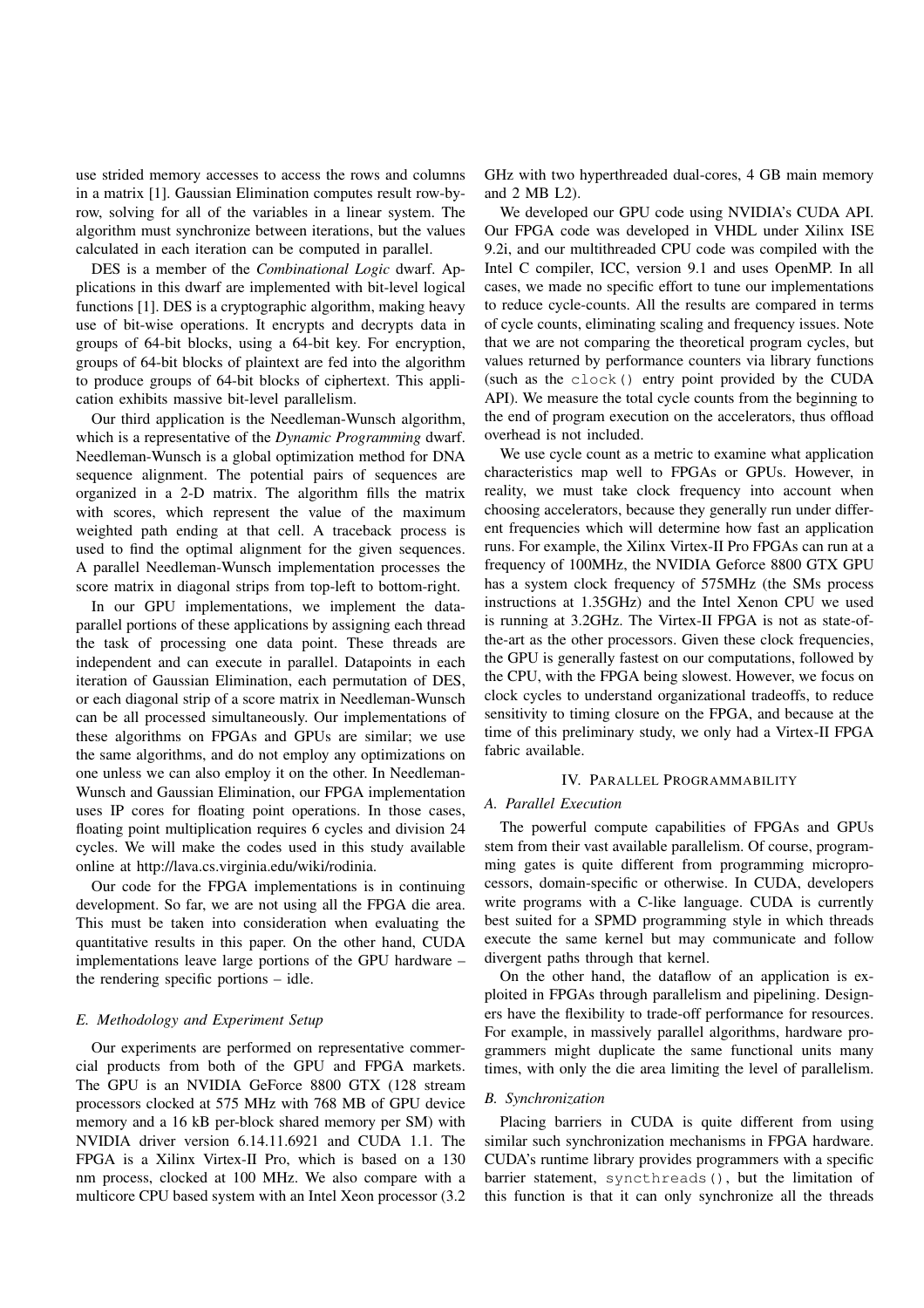use strided memory accesses to access the rows and columns in a matrix [1]. Gaussian Elimination computes result row-by-row, solving for all of the variables in a linear system. The algorithm must synchronize between iterations, but the values calculated in each iteration can be computed in parallel.

DES is a member of the *Combinational Logic* dwarf. Applications in this dwarf are implemented with bit-level logical functions [1]. DES is a cryptographic algorithm, making heavy use of bit-wise operations. It encrypts and decrypts data in groups of 64-bit blocks, using a 64-bit key. For encryption, groups of 64-bit blocks of plaintext are fed into the algorithm to produce groups of 64-bit blocks of ciphertext. This application exhibits massive bit-level parallelism.

Our third application is the Needleman-Wunsch algorithm, which is a representative of the *Dynamic Programming* dwarf. Needleman-Wunsch is a global optimization method for DNA sequence alignment. The potential pairs of sequences are organized in a 2-D matrix. The algorithm fills the matrix with scores, which represent the value of the maximum weighted path ending at that cell. A traceback process is used to find the optimal alignment for the given sequences. A parallel Needleman-Wunsch implementation processes the score matrix in diagonal strips from top-left to bottom-right.

In our GPU implementations, we implement the data-parallel portions of these applications by assigning each thread the task of processing one data point. These threads are independent and can execute in parallel. Datapoints in each iteration of Gaussian Elimination, each permutation of DES, or each diagonal strip of a score matrix in Needleman-Wunsch can be all processed simultaneously. Our implementations of these algorithms on FPGAs and GPUs are similar; we use the same algorithms, and do not employ any optimizations on one unless we can also employ it on the other. In Needleman-Wunsch and Gaussian Elimination, our FPGA implementation uses IP cores for floating point operations. In those cases, floating point multiplication requires 6 cycles and division 24 cycles. We will make the codes used in this study available online at http://lava.cs.virginia.edu/wiki/rodinia.

Our code for the FPGA implementations is in continuing development. So far, we are not using all the FPGA die area. This must be taken into consideration when evaluating the quantitative results in this paper. On the other hand, CUDA implementations leave large portions of the GPU hardware – the rendering specific portions – idle.

### E. Methodology and Experiment Setup

Our experiments are performed on representative commercial products from both of the GPU and FPGA markets. The GPU is an NVIDIA GeForce 8800 GTX (128 stream processors clocked at 575 MHz with 768 MB of GPU device memory and a 16 kB per-block shared memory per SM) with NVIDIA driver version 6.14.11.6921 and CUDA 1.1. The FPGA is a Xilinx Virtex-II Pro, which is based on a 130 nm process, clocked at 100 MHz. We also compare with a multicore CPU based system with an Intel Xeon processor (3.2 GHz with two hyperthreaded dual-cores, 4 GB main memory and 2 MB L2).

We developed our GPU code using NVIDIA's CUDA API. Our FPGA code was developed in VHDL under Xilinx ISE 9.2i, and our multithreaded CPU code was compiled with the Intel C compiler, ICC, version 9.1 and uses OpenMP. In all cases, we made no specific effort to tune our implementations to reduce cycle-counts. All the results are compared in terms of cycle counts, eliminating scaling and frequency issues. Note that we are not comparing the theoretical program cycles, but values returned by performance counters via library functions (such as the `clock()` entry point provided by the CUDA API). We measure the total cycle counts from the beginning to the end of program execution on the accelerators, thus offload overhead is not included.

We use cycle count as a metric to examine what application characteristics map well to FPGAs or GPUs. However, in reality, we must take clock frequency into account when choosing accelerators, because they generally run under different frequencies which will determine how fast an application runs. For example, the Xilinx Virtex-II Pro FPGAs can run at a frequency of 100MHz, the NVIDIA Geforce 8800 GTX GPU has a system clock frequency of 575MHz (the SMs process instructions at 1.35GHz) and the Intel Xenon CPU we used is running at 3.2GHz. The Virtex-II FPGA is not as state-of-the-art as the other processors. Given these clock frequencies, the GPU is generally fastest on our computations, followed by the CPU, with the FPGA being slowest. However, we focus on clock cycles to understand organizational tradeoffs, to reduce sensitivity to timing closure on the FPGA, and because at the time of this preliminary study, we only had a Virtex-II FPGA fabric available.

## IV. Parallel Programmability

### A. Parallel Execution

The powerful compute capabilities of FPGAs and GPUs stem from their vast available parallelism. Of course, programming gates is quite different from programming microprocessors, domain-specific or otherwise. In CUDA, developers write programs with a C-like language. CUDA is currently best suited for a SPMD programming style in which threads execute the same kernel but may communicate and follow divergent paths through that kernel.

On the other hand, the dataflow of an application is exploited in FPGAs through parallelism and pipelining. Designers have the flexibility to trade-off performance for resources. For example, in massively parallel algorithms, hardware programmers might duplicate the same functional units many times, with only the die area limiting the level of parallelism.

### B. Synchronization

Placing barriers in CUDA is quite different from using similar such synchronization mechanisms in FPGA hardware. CUDA's runtime library provides programmers with a specific barrier statement, `syncthreads()`, but the limitation of this function is that it can only synchronize all the threads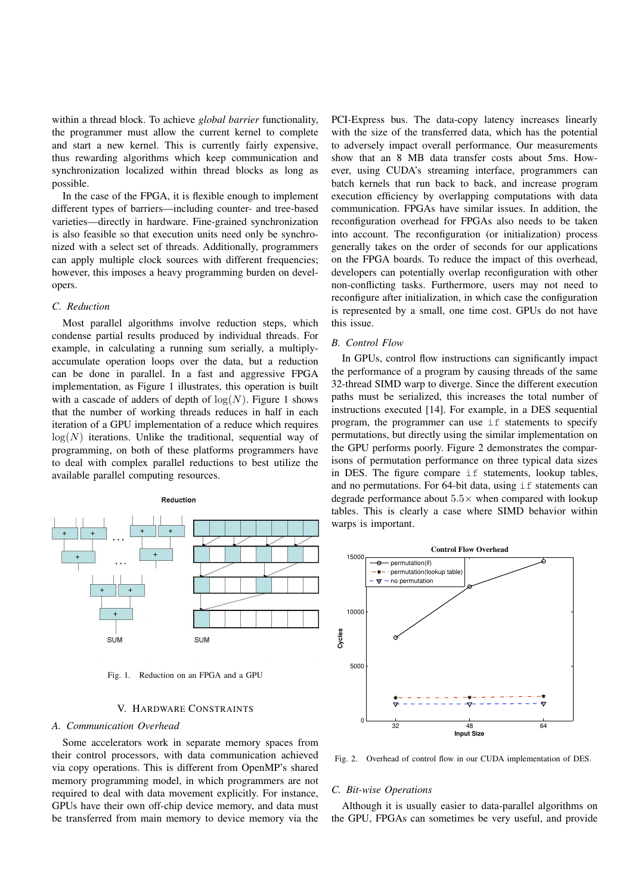within a thread block. To achieve *global barrier* functionality, the programmer must allow the current kernel to complete and start a new kernel. This is currently fairly expensive, thus rewarding algorithms which keep communication and synchronization localized within thread blocks as long as possible.

In the case of the FPGA, it is flexible enough to implement different types of barriers—including counter- and tree-based varieties—directly in hardware. Fine-grained synchronization is also feasible so that execution units need only be synchronized with a select set of threads. Additionally, programmers can apply multiple clock sources with different frequencies; however, this imposes a heavy programming burden on developers.

### *C. Reduction*

Most parallel algorithms involve reduction steps, which condense partial results produced by individual threads. For example, in calculating a running sum serially, a multiply-accumulate operation loops over the data, but a reduction can be done in parallel. In a fast and aggressive FPGA implementation, as Figure 1 illustrates, this operation is built with a cascade of adders of depth of $\log(N)$. Figure 1 shows that the number of working threads reduces in half in each iteration of a GPU implementation of a reduce which requires $\log(N)$ iterations. Unlike the traditional, sequential way of programming, on both of these platforms programmers have to deal with complex parallel reductions to best utilize the available parallel computing resources.

Fig. 1. Reduction on an FPGA and a GPU

## V. Hardware Constraints

### *A. Communication Overhead*

Some accelerators work in separate memory spaces from their control processors, with data communication achieved via copy operations. This is different from OpenMP's shared memory programming model, in which programmers are not required to deal with data movement explicitly. For instance, GPUs have their own off-chip device memory, and data must be transferred from main memory to device memory via the PCI-Express bus. The data-copy latency increases linearly with the size of the transferred data, which has the potential to adversely impact overall performance. Our measurements show that an 8 MB data transfer costs about 5ms. However, using CUDA's streaming interface, programmers can batch kernels that run back to back, and increase program execution efficiency by overlapping computations with data communication. FPGAs have similar issues. In addition, the reconfiguration overhead for FPGAs also needs to be taken into account. The reconfiguration (or initialization) process generally takes on the order of seconds for our applications on the FPGA boards. To reduce the impact of this overhead, developers can potentially overlap reconfiguration with other non-conflicting tasks. Furthermore, users may not need to reconfigure after initialization, in which case the configuration is represented by a small, one time cost. GPUs do not have this issue.

### *B. Control Flow*

In GPUs, control flow instructions can significantly impact the performance of a program by causing threads of the same 32-thread SIMD warp to diverge. Since the different execution paths must be serialized, this increases the total number of instructions executed [14]. For example, in a DES sequential program, the programmer can use `if` statements to specify permutations, but directly using the similar implementation on the GPU performs poorly. Figure 2 demonstrates the comparisons of permutation performance on three typical data sizes in DES. The figure compare `if` statements, lookup tables, and no permutations. For 64-bit data, using `if` statements can degrade performance about $5.5\times$ when compared with lookup tables. This is clearly a case where SIMD behavior within warps is important.

Fig. 2. Overhead of control flow in our CUDA implementation of DES.

### *C. Bit-wise Operations*

Although it is usually easier to data-parallel algorithms on the GPU, FPGAs can sometimes be very useful, and provide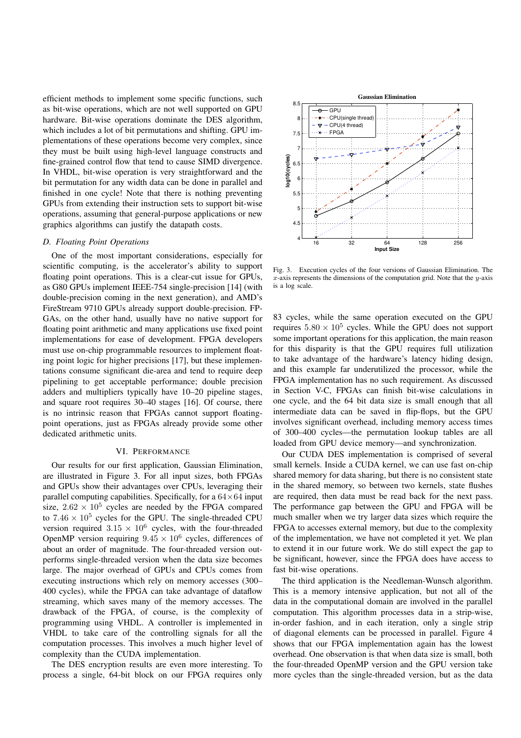efficient methods to implement some specific functions, such as bit-wise operations, which are not well supported on GPU hardware. Bit-wise operations dominate the DES algorithm, which includes a lot of bit permutations and shifting. GPU implementations of these operations become very complex, since they must be built using high-level language constructs and fine-grained control flow that tend to cause SIMD divergence. In VHDL, bit-wise operation is very straightforward and the bit permutation for any width data can be done in parallel and finished in one cycle! Note that there is nothing preventing GPUs from extending their instruction sets to support bit-wise operations, assuming that general-purpose applications or new graphics algorithms can justify the datapath costs.

### *D. Floating Point Operations*

One of the most important considerations, especially for scientific computing, is the accelerator's ability to support floating point operations. This is a clear-cut issue for GPUs, as G80 GPUs implement IEEE-754 single-precision [14] (with double-precision coming in the next generation), and AMD's FireStream 9710 GPUs already support double-precision. FPGAs, on the other hand, usually have no native support for floating point arithmetic and many applications use fixed point implementations for ease of development. FPGA developers must use on-chip programmable resources to implement floating point logic for higher precisions [17], but these implementations consume significant die-area and tend to require deep pipelining to get acceptable performance; double precision adders and multipliers typically have 10–20 pipeline stages, and square root requires 30–40 stages [16]. Of course, there is no intrinsic reason that FPGAs cannot support floating-point operations, just as FPGAs already provide some other dedicated arithmetic units.

## VI. Performance

Our results for our first application, Gaussian Elimination, are illustrated in Figure 3. For all input sizes, both FPGAs and GPUs show their advantages over CPUs, leveraging their parallel computing capabilities. Specifically, for a $64 \times 64$ input size, $2.62 \times 10^5$ cycles are needed by the FPGA compared to $7.46 \times 10^5$ cycles for the GPU. The single-threaded CPU version required $3.15 \times 10^6$ cycles, with the four-threaded OpenMP version requiring $9.45 \times 10^6$ cycles, differences of about an order of magnitude. The four-threaded version outperforms single-threaded version when the data size becomes large. The major overhead of GPUs and CPUs comes from executing instructions which rely on memory accesses (300–400 cycles), while the FPGA can take advantage of dataflow streaming, which saves many of the memory accesses. The drawback of the FPGA, of course, is the complexity of programming using VHDL. A controller is implemented in VHDL to take care of the controlling signals for all the computation processes. This involves a much higher level of complexity than the CUDA implementation.

The DES encryption results are even more interesting. To process a single, 64-bit block on our FPGA requires only 83 cycles, while the same operation executed on the GPU requires $5.80 \times 10^5$ cycles. While the GPU does not support some important operations for this application, the main reason for this disparity is that the GPU requires full utilization to take advantage of the hardware's latency hiding design, and this example far underutilized the processor, while the FPGA implementation has no such requirement. As discussed in Section V-C, FPGAs can finish bit-wise calculations in one cycle, and the 64 bit data size is small enough that all intermediate data can be saved in flip-flops, but the GPU involves significant overhead, including memory access times of 300–400 cycles—the permutation lookup tables are all loaded from GPU device memory—and synchronization.

Our CUDA DES implementation is comprised of several small kernels. Inside a CUDA kernel, we can use fast on-chip shared memory for data sharing, but there is no consistent state in the shared memory, so between two kernels, state flushes are required, then data must be read back for the next pass. The performance gap between the GPU and FPGA will be much smaller when we try larger data sizes which require the FPGA to accesses external memory, but due to the complexity of the implementation, we have not completed it yet. We plan to extend it in our future work. We do still expect the gap to be significant, however, since the FPGA does have access to fast bit-wise operations.

The third application is the Needleman-Wunsch algorithm. This is a memory intensive application, but not all of the data in the computational domain are involved in the parallel computation. This algorithm processes data in a strip-wise, in-order fashion, and in each iteration, only a single strip of diagonal elements can be processed in parallel. Figure 4 shows that our FPGA implementation again has the lowest overhead. One observation is that when data size is small, both the four-threaded OpenMP version and the GPU version take more cycles than the single-threaded version, but as the data

Fig. 3. Execution cycles of the four versions of Gaussian Elimination. The $x$-axis represents the dimensions of the computation grid. Note that the $y$-axis is a log scale.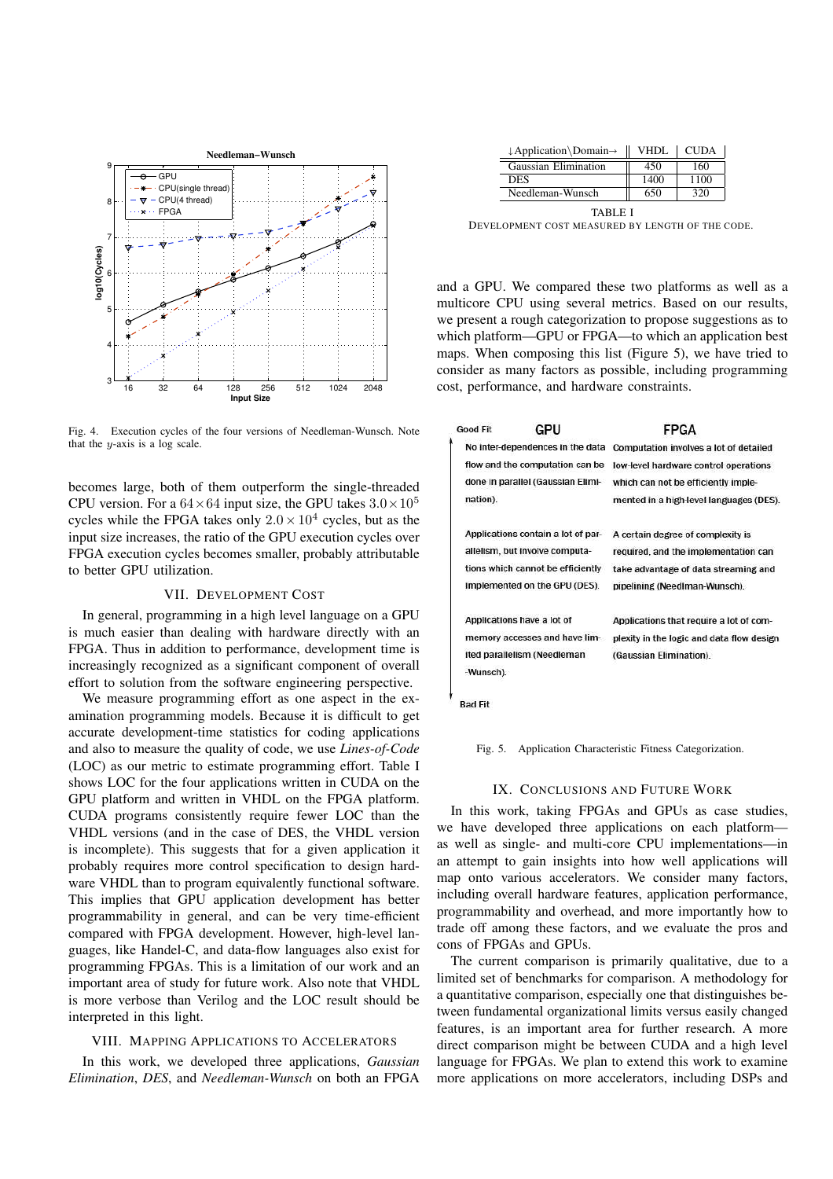Fig. 4. Execution cycles of the four versions of Needleman-Wunsch. Note that the $y$-axis is a log scale.

becomes large, both of them outperform the single-threaded CPU version. For a $64 \times 64$ input size, the GPU takes $3.0 \times 10^5$ cycles while the FPGA takes only $2.0 \times 10^4$ cycles, but as the input size increases, the ratio of the GPU execution cycles over FPGA execution cycles becomes smaller, probably attributable to better GPU utilization.

## VII. Development Cost

In general, programming in a high level language on a GPU is much easier than dealing with hardware directly with an FPGA. Thus in addition to performance, development time is increasingly recognized as a significant component of overall effort to solution from the software engineering perspective.

We measure programming effort as one aspect in the examination programming models. Because it is difficult to get accurate development-time statistics for coding applications and also to measure the quality of code, we use *Lines-of-Code* (LOC) as our metric to estimate programming effort. Table I shows LOC for the four applications written in CUDA on the GPU platform and written in VHDL on the FPGA platform. CUDA programs consistently require fewer LOC than the VHDL versions (and in the case of DES, the VHDL version is incomplete). This suggests that for a given application it probably requires more control specification to design hardware VHDL than to program equivalently functional software. This implies that GPU application development has better programmability in general, and can be very time-efficient compared with FPGA development. However, high-level languages, like Handel-C, and data-flow languages also exist for programming FPGAs. This is a limitation of our work and an important area of study for future work. Also note that VHDL is more verbose than Verilog and the LOC result should be interpreted in this light.

## VIII. Mapping Applications to Accelerators

In this work, we developed three applications, *Gaussian Elimination*, *DES*, and *Needleman-Wunsch* on both an FPGA and a GPU. We compared these two platforms as well as a multicore CPU using several metrics. Based on our results, we present a rough categorization to propose suggestions as to which platform—GPU or FPGA—to which an application best maps. When composing this list (Figure 5), we have tried to consider as many factors as possible, including programming cost, performance, and hardware constraints.

| ↓Application\Domain→ | VHDL | CUDA |
|---|---|---|
| Gaussian Elimination | 450 | 160 |
| DES | 1400 | 1100 |
| Needleman-Wunsch | 650 | 320 |

TABLE I
Development cost measured by length of the code.

| | GPU | FPGA |
|---|---|---|
| Good Fit | No inter-dependences in the data flow and the computation can be done in parallel (Gaussian Elimination). | Computation involves a lot of detailed low-level hardware control operations which can not be efficiently implemented in a high-level languages (DES). |
| | Applications contain a lot of parallelism, but involve computations which cannot be efficiently implemented on the GPU (DES). | A certain degree of complexity is required, and the implementation can take advantage of data streaming and pipelining (Needlman-Wunsch). |
| Bad Fit | Applications have a lot of memory accesses and have limited parallelism (Needleman -Wunsch). | Applications that require a lot of complexity in the logic and data flow design (Gaussian Elimination). |

Fig. 5. Application Characteristic Fitness Categorization.

## IX. Conclusions and Future Work

In this work, taking FPGAs and GPUs as case studies, we have developed three applications on each platform—as well as single- and multi-core CPU implementations—in an attempt to gain insights into how well applications will map onto various accelerators. We consider many factors, including overall hardware features, application performance, programmability and overhead, and more importantly how to trade off among these factors, and we evaluate the pros and cons of FPGAs and GPUs.

The current comparison is primarily qualitative, due to a limited set of benchmarks for comparison. A methodology for a quantitative comparison, especially one that distinguishes between fundamental organizational limits versus easily changed features, is an important area for further research. A more direct comparison might be between CUDA and a high level language for FPGAs. We plan to extend this work to examine more applications on more accelerators, including DSPs and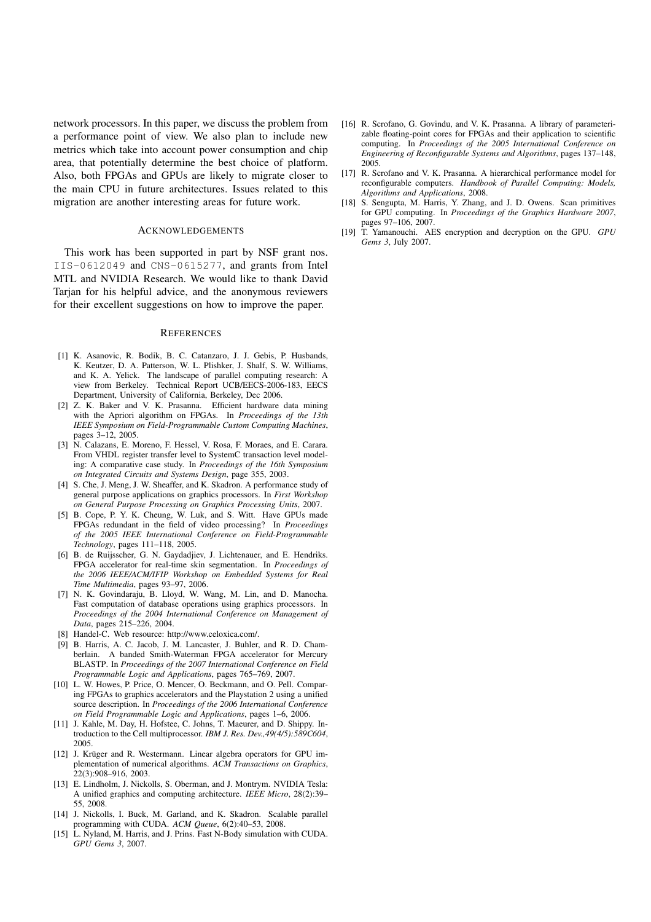network processors. In this paper, we discuss the problem from a performance point of view. We also plan to include new metrics which take into account power consumption and chip area, that potentially determine the best choice of platform. Also, both FPGAs and GPUs are likely to migrate closer to the main CPU in future architectures. Issues related to this migration are another interesting areas for future work.

## Acknowledgements

This work has been supported in part by NSF grant nos. IIS-0612049 and CNS-0615277, and grants from Intel MTL and NVIDIA Research. We would like to thank David Tarjan for his helpful advice, and the anonymous reviewers for their excellent suggestions on how to improve the paper.

## References

[1] K. Asanovic, R. Bodik, B. C. Catanzaro, J. J. Gebis, P. Husbands, K. Keutzer, D. A. Patterson, W. L. Plishker, J. Shalf, S. W. Williams, and K. A. Yelick. The landscape of parallel computing research: A view from Berkeley. Technical Report UCB/EECS-2006-183, EECS Department, University of California, Berkeley, Dec 2006.

[2] Z. K. Baker and V. K. Prasanna. Efficient hardware data mining with the Apriori algorithm on FPGAs. In *Proceedings of the 13th IEEE Symposium on Field-Programmable Custom Computing Machines*, pages 3–12, 2005.

[3] N. Calazans, E. Moreno, F. Hessel, V. Rosa, F. Moraes, and E. Carara. From VHDL register transfer level to SystemC transaction level modeling: A comparative case study. In *Proceedings of the 16th Symposium on Integrated Circuits and Systems Design*, page 355, 2003.

[4] S. Che, J. Meng, J. W. Sheaffer, and K. Skadron. A performance study of general purpose applications on graphics processors. In *First Workshop on General Purpose Processing on Graphics Processing Units*, 2007.

[5] B. Cope, P. Y. K. Cheung, W. Luk, and S. Witt. Have GPUs made FPGAs redundant in the field of video processing? In *Proceedings of the 2005 IEEE International Conference on Field-Programmable Technology*, pages 111–118, 2005.

[6] B. de Ruijsscher, G. N. Gaydadjiev, J. Lichtenauer, and E. Hendriks. FPGA accelerator for real-time skin segmentation. In *Proceedings of the 2006 IEEE/ACM/IFIP Workshop on Embedded Systems for Real Time Multimedia*, pages 93–97, 2006.

[7] N. K. Govindaraju, B. Lloyd, W. Wang, M. Lin, and D. Manocha. Fast computation of database operations using graphics processors. In *Proceedings of the 2004 International Conference on Management of Data*, pages 215–226, 2004.

[8] Handel-C. Web resource: http://www.celoxica.com/.

[9] B. Harris, A. C. Jacob, J. M. Lancaster, J. Buhler, and R. D. Chamberlain. A banded Smith-Waterman FPGA accelerator for Mercury BLASTP. In *Proceedings of the 2007 International Conference on Field Programmable Logic and Applications*, pages 765–769, 2007.

[10] L. W. Howes, P. Price, O. Mencer, O. Beckmann, and O. Pell. Comparing FPGAs to graphics accelerators and the Playstation 2 using a unified source description. In *Proceedings of the 2006 International Conference on Field Programmable Logic and Applications*, pages 1–6, 2006.

[11] J. Kahle, M. Day, H. Hofstee, C. Johns, T. Maeurer, and D. Shippy. Introduction to the Cell multiprocessor. *IBM J. Res. Dev.,49(4/5):589C604*, 2005.

[12] J. Krüger and R. Westermann. Linear algebra operators for GPU implementation of numerical algorithms. *ACM Transactions on Graphics*, 22(3):908–916, 2003.

[13] E. Lindholm, J. Nickolls, S. Oberman, and J. Montrym. NVIDIA Tesla: A unified graphics and computing architecture. *IEEE Micro*, 28(2):39–55, 2008.

[14] J. Nickolls, I. Buck, M. Garland, and K. Skadron. Scalable parallel programming with CUDA. *ACM Queue*, 6(2):40–53, 2008.

[15] L. Nyland, M. Harris, and J. Prins. Fast N-Body simulation with CUDA. *GPU Gems 3*, 2007.

[16] R. Scrofano, G. Govindu, and V. K. Prasanna. A library of parameterizable floating-point cores for FPGAs and their application to scientific computing. In *Proceedings of the 2005 International Conference on Engineering of Reconfigurable Systems and Algorithms*, pages 137–148, 2005.

[17] R. Scrofano and V. K. Prasanna. A hierarchical performance model for reconfigurable computers. *Handbook of Parallel Computing: Models, Algorithms and Applications*, 2008.

[18] S. Sengupta, M. Harris, Y. Zhang, and J. D. Owens. Scan primitives for GPU computing. In *Proceedings of the Graphics Hardware 2007*, pages 97–106, 2007.

[19] T. Yamanouchi. AES encryption and decryption on the GPU. *GPU Gems 3*, July 2007.